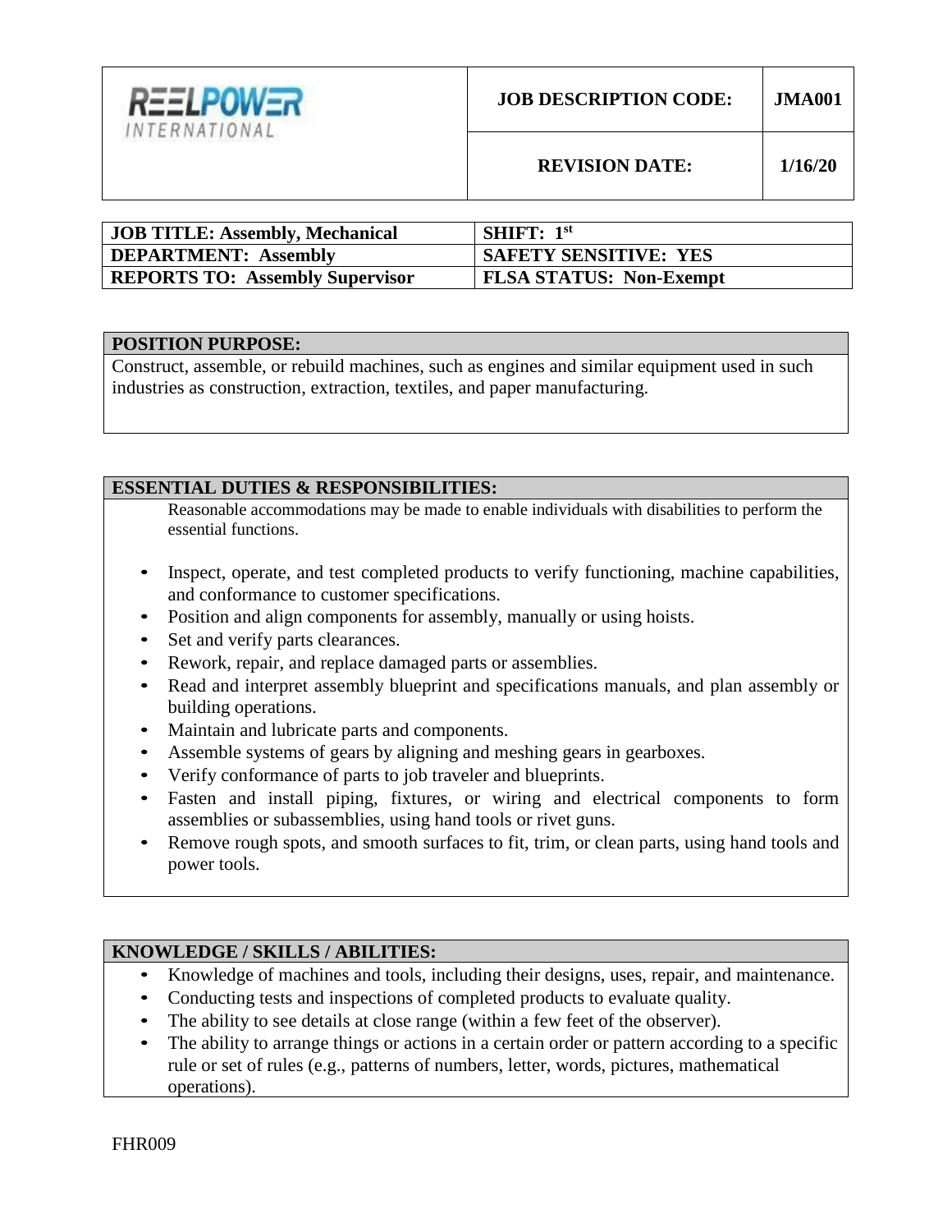| REELPOWER INTERNATIONAL | JOB DESCRIPTION CODE: | JMA001 |
|---|---|---|
| | REVISION DATE: | 1/16/20 |

| | |
|---|---|
| **JOB TITLE: Assembly, Mechanical** | **SHIFT: 1st** |
| **DEPARTMENT: Assembly** | **SAFETY SENSITIVE: YES** |
| **REPORTS TO: Assembly Supervisor** | **FLSA STATUS: Non-Exempt** |

## POSITION PURPOSE:

Construct, assemble, or rebuild machines, such as engines and similar equipment used in such industries as construction, extraction, textiles, and paper manufacturing.

## ESSENTIAL DUTIES & RESPONSIBILITIES:

Reasonable accommodations may be made to enable individuals with disabilities to perform the essential functions.

- Inspect, operate, and test completed products to verify functioning, machine capabilities, and conformance to customer specifications.
- Position and align components for assembly, manually or using hoists.
- Set and verify parts clearances.
- Rework, repair, and replace damaged parts or assemblies.
- Read and interpret assembly blueprint and specifications manuals, and plan assembly or building operations.
- Maintain and lubricate parts and components.
- Assemble systems of gears by aligning and meshing gears in gearboxes.
- Verify conformance of parts to job traveler and blueprints.
- Fasten and install piping, fixtures, or wiring and electrical components to form assemblies or subassemblies, using hand tools or rivet guns.
- Remove rough spots, and smooth surfaces to fit, trim, or clean parts, using hand tools and power tools.

## KNOWLEDGE / SKILLS / ABILITIES:

- Knowledge of machines and tools, including their designs, uses, repair, and maintenance.
- Conducting tests and inspections of completed products to evaluate quality.
- The ability to see details at close range (within a few feet of the observer).
- The ability to arrange things or actions in a certain order or pattern according to a specific rule or set of rules (e.g., patterns of numbers, letter, words, pictures, mathematical operations).

FHR009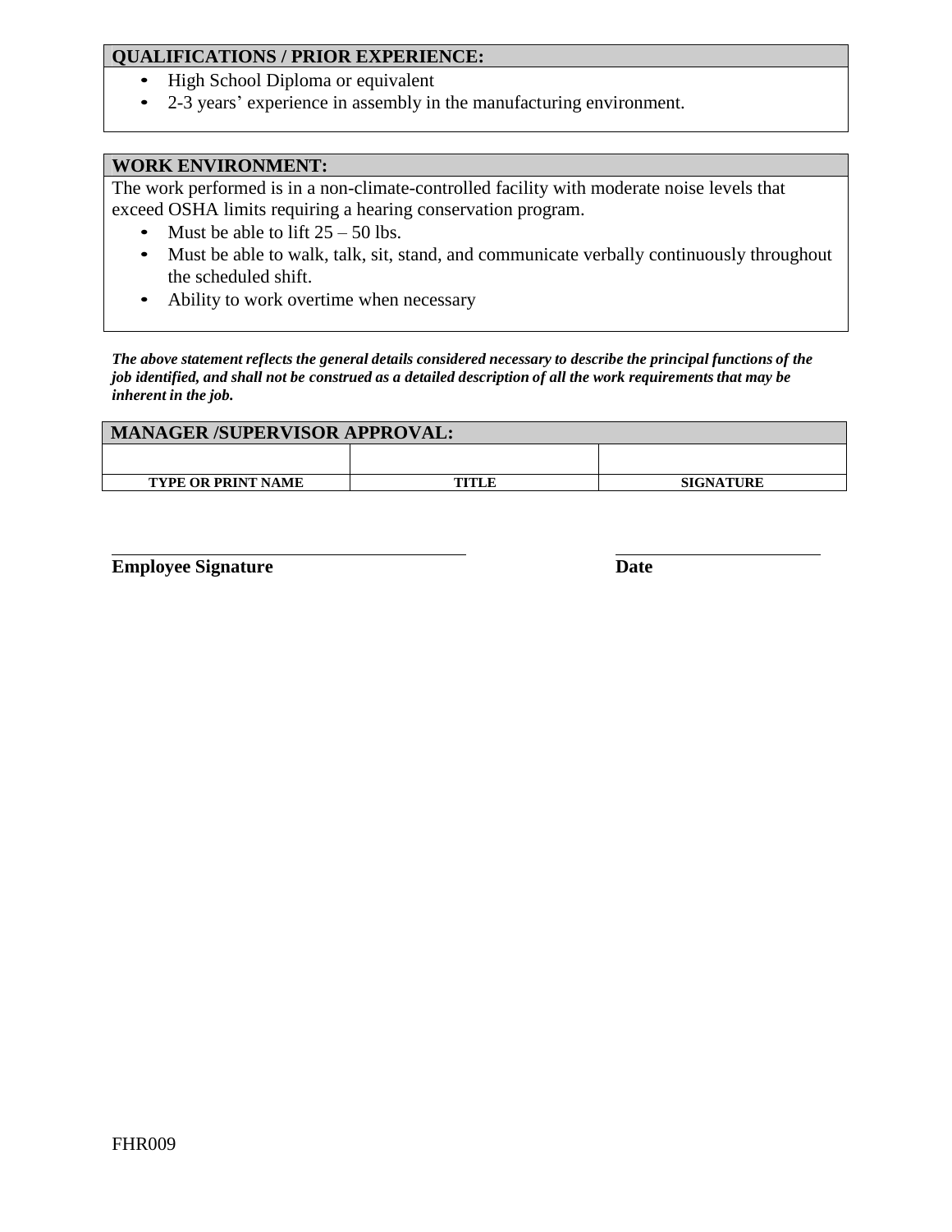## QUALIFICATIONS / PRIOR EXPERIENCE:

- High School Diploma or equivalent
- 2-3 years' experience in assembly in the manufacturing environment.

## WORK ENVIRONMENT:

The work performed is in a non-climate-controlled facility with moderate noise levels that exceed OSHA limits requiring a hearing conservation program.

- Must be able to lift 25 – 50 lbs.
- Must be able to walk, talk, sit, stand, and communicate verbally continuously throughout the scheduled shift.
- Ability to work overtime when necessary

***The above statement reflects the general details considered necessary to describe the principal functions of the job identified, and shall not be construed as a detailed description of all the work requirements that may be inherent in the job.***

## MANAGER /SUPERVISOR APPROVAL:

| | | |
|---|---|---|
| | | |
| **TYPE OR PRINT NAME** | **TITLE** | **SIGNATURE** |

\_\_\_\_\_\_\_\_\_\_\_\_\_\_\_\_\_\_\_\_\_\_\_\_\_\_\_\_\_\_\_\_\_\_\_\_\_\_\_\_ \_\_\_\_\_\_\_\_\_\_\_\_\_\_\_\_\_\_\_\_\_\_\_

**Employee Signature** **Date**

FHR009